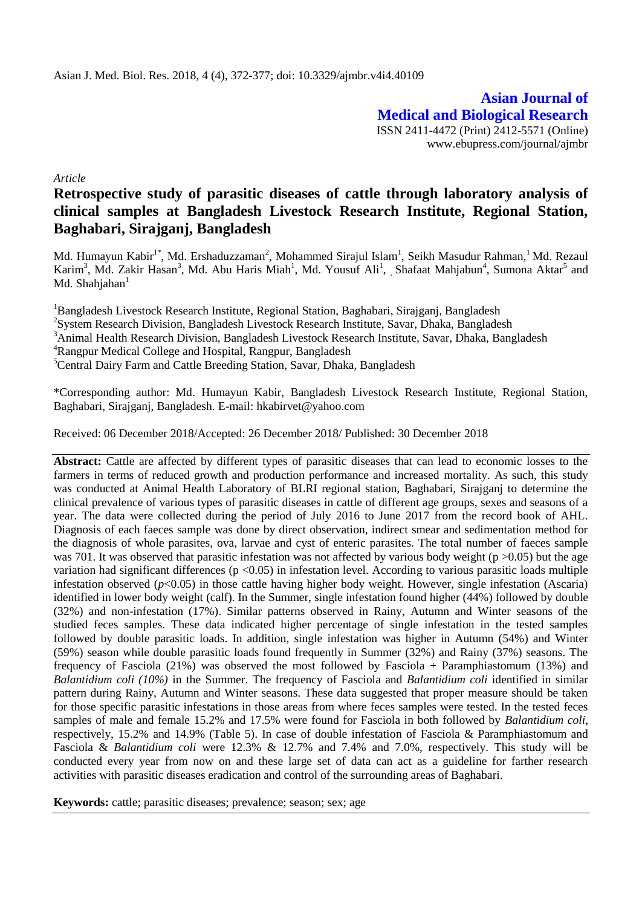*Article*

# Retrospective study of parasitic diseases of cattle through laboratory analysis of clinical samples at Bangladesh Livestock Research Institute, Regional Station, Baghabari, Sirajganj, Bangladesh

Md. Humayun Kabir[1*], Md. Ershaduzzaman[2], Mohammed Sirajul Islam[1], Seikh Masudur Rahman,[1] Md. Rezaul Karim[3], Md. Zakir Hasan[3], Md. Abu Haris Miah[1], Md. Yousuf Ali[1], Shafaat Mahjabun[4], Sumona Aktar[5] and Md. Shahjahan[1]

[1]Bangladesh Livestock Research Institute, Regional Station, Baghabari, Sirajganj, Bangladesh
[2]System Research Division, Bangladesh Livestock Research Institute, Savar, Dhaka, Bangladesh
[3]Animal Health Research Division, Bangladesh Livestock Research Institute, Savar, Dhaka, Bangladesh
[4]Rangpur Medical College and Hospital, Rangpur, Bangladesh
[5]Central Dairy Farm and Cattle Breeding Station, Savar, Dhaka, Bangladesh

\*Corresponding author: Md. Humayun Kabir, Bangladesh Livestock Research Institute, Regional Station, Baghabari, Sirajganj, Bangladesh. E-mail: hkabirvet@yahoo.com

Received: 06 December 2018/Accepted: 26 December 2018/ Published: 30 December 2018

**Abstract:** Cattle are affected by different types of parasitic diseases that can lead to economic losses to the farmers in terms of reduced growth and production performance and increased mortality. As such, this study was conducted at Animal Health Laboratory of BLRI regional station, Baghabari, Sirajganj to determine the clinical prevalence of various types of parasitic diseases in cattle of different age groups, sexes and seasons of a year. The data were collected during the period of July 2016 to June 2017 from the record book of AHL. Diagnosis of each faeces sample was done by direct observation, indirect smear and sedimentation method for the diagnosis of whole parasites, ova, larvae and cyst of enteric parasites. The total number of faeces sample was 701. It was observed that parasitic infestation was not affected by various body weight ($p > 0.05$) but the age variation had significant differences ($p < 0.05$) in infestation level. According to various parasitic loads multiple infestation observed ($p < 0.05$) in those cattle having higher body weight. However, single infestation (Ascaria) identified in lower body weight (calf). In the Summer, single infestation found higher (44%) followed by double (32%) and non-infestation (17%). Similar patterns observed in Rainy, Autumn and Winter seasons of the studied feces samples. These data indicated higher percentage of single infestation in the tested samples followed by double parasitic loads. In addition, single infestation was higher in Autumn (54%) and Winter (59%) season while double parasitic loads found frequently in Summer (32%) and Rainy (37%) seasons. The frequency of Fasciola (21%) was observed the most followed by Fasciola + Paramphiastomum (13%) and *Balantidium coli (10%)* in the Summer. The frequency of Fasciola and *Balantidium coli* identified in similar pattern during Rainy, Autumn and Winter seasons. These data suggested that proper measure should be taken for those specific parasitic infestations in those areas from where feces samples were tested. In the tested feces samples of male and female 15.2% and 17.5% were found for Fasciola in both followed by *Balantidium coli*, respectively, 15.2% and 14.9% (Table 5). In case of double infestation of Fasciola & Paramphiastomum and Fasciola & *Balantidium coli* were 12.3% & 12.7% and 7.4% and 7.0%, respectively. This study will be conducted every year from now on and these large set of data can act as a guideline for farther research activities with parasitic diseases eradication and control of the surrounding areas of Baghabari.

**Keywords:** cattle; parasitic diseases; prevalence; season; sex; age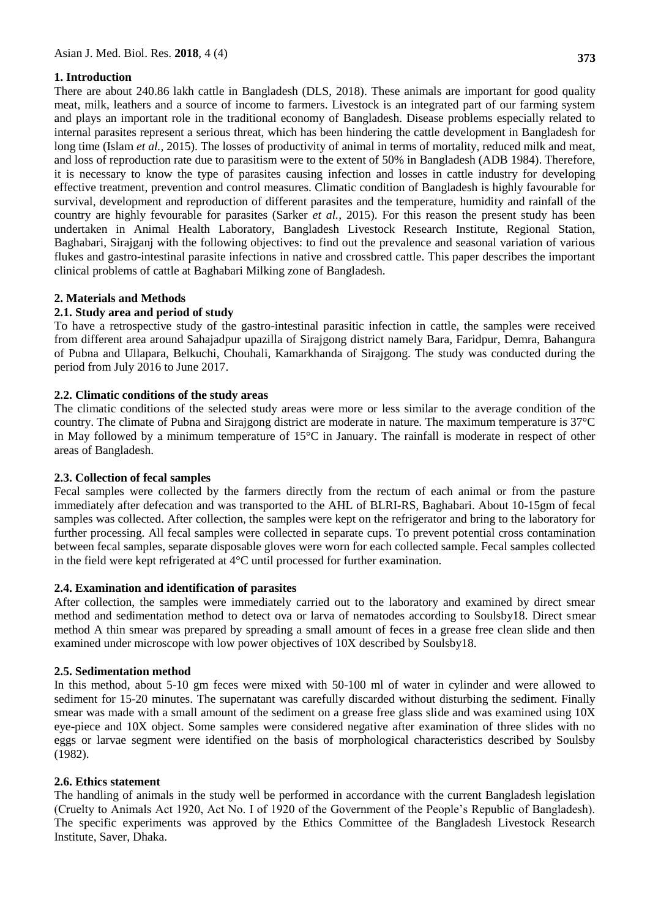## 1. Introduction

There are about 240.86 lakh cattle in Bangladesh (DLS, 2018). These animals are important for good quality meat, milk, leathers and a source of income to farmers. Livestock is an integrated part of our farming system and plays an important role in the traditional economy of Bangladesh. Disease problems especially related to internal parasites represent a serious threat, which has been hindering the cattle development in Bangladesh for long time (Islam *et al.,* 2015). The losses of productivity of animal in terms of mortality, reduced milk and meat, and loss of reproduction rate due to parasitism were to the extent of 50% in Bangladesh (ADB 1984). Therefore, it is necessary to know the type of parasites causing infection and losses in cattle industry for developing effective treatment, prevention and control measures. Climatic condition of Bangladesh is highly favourable for survival, development and reproduction of different parasites and the temperature, humidity and rainfall of the country are highly fevourable for parasites (Sarker *et al.,* 2015). For this reason the present study has been undertaken in Animal Health Laboratory, Bangladesh Livestock Research Institute, Regional Station, Baghabari, Sirajganj with the following objectives: to find out the prevalence and seasonal variation of various flukes and gastro-intestinal parasite infections in native and crossbred cattle. This paper describes the important clinical problems of cattle at Baghabari Milking zone of Bangladesh.

## 2. Materials and Methods

### 2.1. Study area and period of study

To have a retrospective study of the gastro-intestinal parasitic infection in cattle, the samples were received from different area around Sahajadpur upazilla of Sirajgong district namely Bara, Faridpur, Demra, Bahangura of Pubna and Ullapara, Belkuchi, Chouhali, Kamarkhanda of Sirajgong. The study was conducted during the period from July 2016 to June 2017.

### 2.2. Climatic conditions of the study areas

The climatic conditions of the selected study areas were more or less similar to the average condition of the country. The climate of Pubna and Sirajgong district are moderate in nature. The maximum temperature is 37°C in May followed by a minimum temperature of 15°C in January. The rainfall is moderate in respect of other areas of Bangladesh.

### 2.3. Collection of fecal samples

Fecal samples were collected by the farmers directly from the rectum of each animal or from the pasture immediately after defecation and was transported to the AHL of BLRI-RS, Baghabari. About 10-15gm of fecal samples was collected. After collection, the samples were kept on the refrigerator and bring to the laboratory for further processing. All fecal samples were collected in separate cups. To prevent potential cross contamination between fecal samples, separate disposable gloves were worn for each collected sample. Fecal samples collected in the field were kept refrigerated at 4°C until processed for further examination.

### 2.4. Examination and identification of parasites

After collection, the samples were immediately carried out to the laboratory and examined by direct smear method and sedimentation method to detect ova or larva of nematodes according to Soulsby18. Direct smear method A thin smear was prepared by spreading a small amount of feces in a grease free clean slide and then examined under microscope with low power objectives of 10X described by Soulsby18.

### 2.5. Sedimentation method

In this method, about 5-10 gm feces were mixed with 50-100 ml of water in cylinder and were allowed to sediment for 15-20 minutes. The supernatant was carefully discarded without disturbing the sediment. Finally smear was made with a small amount of the sediment on a grease free glass slide and was examined using 10X eye-piece and 10X object. Some samples were considered negative after examination of three slides with no eggs or larvae segment were identified on the basis of morphological characteristics described by Soulsby (1982).

### 2.6. Ethics statement

The handling of animals in the study well be performed in accordance with the current Bangladesh legislation (Cruelty to Animals Act 1920, Act No. I of 1920 of the Government of the People's Republic of Bangladesh). The specific experiments was approved by the Ethics Committee of the Bangladesh Livestock Research Institute, Saver, Dhaka.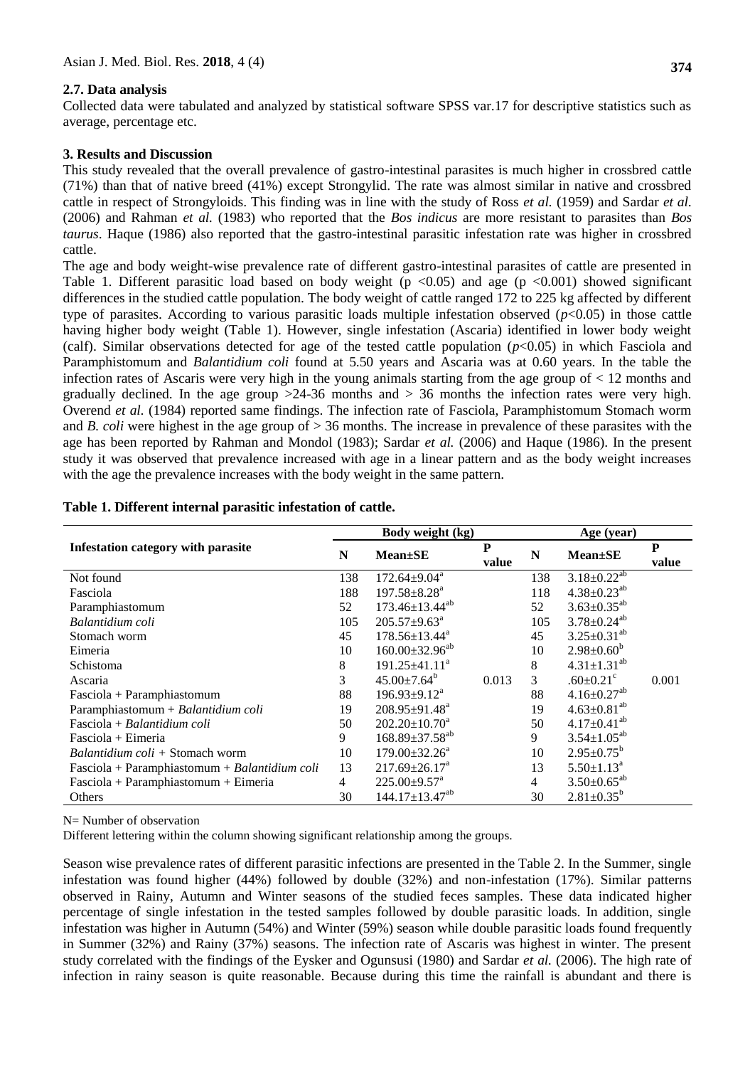### 2.7. Data analysis

Collected data were tabulated and analyzed by statistical software SPSS var.17 for descriptive statistics such as average, percentage etc.

### 3. Results and Discussion

This study revealed that the overall prevalence of gastro-intestinal parasites is much higher in crossbred cattle (71%) than that of native breed (41%) except Strongylid. The rate was almost similar in native and crossbred cattle in respect of Strongyloids. This finding was in line with the study of Ross *et al.* (1959) and Sardar *et al.* (2006) and Rahman *et al.* (1983) who reported that the *Bos indicus* are more resistant to parasites than *Bos taurus*. Haque (1986) also reported that the gastro-intestinal parasitic infestation rate was higher in crossbred cattle.

The age and body weight-wise prevalence rate of different gastro-intestinal parasites of cattle are presented in Table 1. Different parasitic load based on body weight ($p < 0.05$) and age ($p < 0.001$) showed significant differences in the studied cattle population. The body weight of cattle ranged 172 to 225 kg affected by different type of parasites. According to various parasitic loads multiple infestation observed ($p < 0.05$) in those cattle having higher body weight (Table 1). However, single infestation (Ascaria) identified in lower body weight (calf). Similar observations detected for age of the tested cattle population ($p < 0.05$) in which Fasciola and Paramphistomum and *Balantidium coli* found at 5.50 years and Ascaria was at 0.60 years. In the table the infection rates of Ascaris were very high in the young animals starting from the age group of < 12 months and gradually declined. In the age group >24-36 months and > 36 months the infection rates were very high. Overend *et al.* (1984) reported same findings. The infection rate of Fasciola, Paramphistomum Stomach worm and *B. coli* were highest in the age group of > 36 months. The increase in prevalence of these parasites with the age has been reported by Rahman and Mondol (1983); Sardar *et al.* (2006) and Haque (1986). In the present study it was observed that prevalence increased with age in a linear pattern and as the body weight increases with the age the prevalence increases with the body weight in the same pattern.

**Table 1. Different internal parasitic infestation of cattle.**

| Infestation category with parasite | Body weight (kg) | | | Age (year) | | |
|---|---|---|---|---|---|---|
| | N | Mean±SE | P value | N | Mean±SE | P value |
| Not found | 138 | $172.64 \pm 9.04^{a}$ | | 138 | $3.18 \pm 0.22^{ab}$ | |
| Fasciola | 188 | $197.58 \pm 8.28^{a}$ | | 118 | $4.38 \pm 0.23^{ab}$ | |
| Paramphiastomum | 52 | $173.46 \pm 13.44^{ab}$ | | 52 | $3.63 \pm 0.35^{ab}$ | |
| *Balantidium coli* | 105 | $205.57 \pm 9.63^{a}$ | | 105 | $3.78 \pm 0.24^{ab}$ | |
| Stomach worm | 45 | $178.56 \pm 13.44^{a}$ | | 45 | $3.25 \pm 0.31^{ab}$ | |
| Eimeria | 10 | $160.00 \pm 32.96^{ab}$ | | 10 | $2.98 \pm 0.60^{b}$ | |
| Schistoma | 8 | $191.25 \pm 41.11^{a}$ | | 8 | $4.31 \pm 1.31^{ab}$ | |
| Ascaria | 3 | $45.00 \pm 7.64^{b}$ | 0.013 | 3 | $.60 \pm 0.21^{c}$ | 0.001 |
| Fasciola + Paramphiastomum | 88 | $196.93 \pm 9.12^{a}$ | | 88 | $4.16 \pm 0.27^{ab}$ | |
| Paramphiastomum + *Balantidium coli* | 19 | $208.95 \pm 91.48^{a}$ | | 19 | $4.63 \pm 0.81^{ab}$ | |
| Fasciola + *Balantidium coli* | 50 | $202.20 \pm 10.70^{a}$ | | 50 | $4.17 \pm 0.41^{ab}$ | |
| Fasciola + Eimeria | 9 | $168.89 \pm 37.58^{ab}$ | | 9 | $3.54 \pm 1.05^{ab}$ | |
| *Balantidium coli* + Stomach worm | 10 | $179.00 \pm 32.26^{a}$ | | 10 | $2.95 \pm 0.75^{b}$ | |
| Fasciola + Paramphiastomum + *Balantidium coli* | 13 | $217.69 \pm 26.17^{a}$ | | 13 | $5.50 \pm 1.13^{a}$ | |
| Fasciola + Paramphiastomum + Eimeria | 4 | $225.00 \pm 9.57^{a}$ | | 4 | $3.50 \pm 0.65^{ab}$ | |
| Others | 30 | $144.17 \pm 13.47^{ab}$ | | 30 | $2.81 \pm 0.35^{b}$ | |

N= Number of observation

Different lettering within the column showing significant relationship among the groups.

Season wise prevalence rates of different parasitic infections are presented in the Table 2. In the Summer, single infestation was found higher (44%) followed by double (32%) and non-infestation (17%). Similar patterns observed in Rainy, Autumn and Winter seasons of the studied feces samples. These data indicated higher percentage of single infestation in the tested samples followed by double parasitic loads. In addition, single infestation was higher in Autumn (54%) and Winter (59%) season while double parasitic loads found frequently in Summer (32%) and Rainy (37%) seasons. The infection rate of Ascaris was highest in winter. The present study correlated with the findings of the Eysker and Ogunsusi (1980) and Sardar *et al.* (2006). The high rate of infection in rainy season is quite reasonable. Because during this time the rainfall is abundant and there is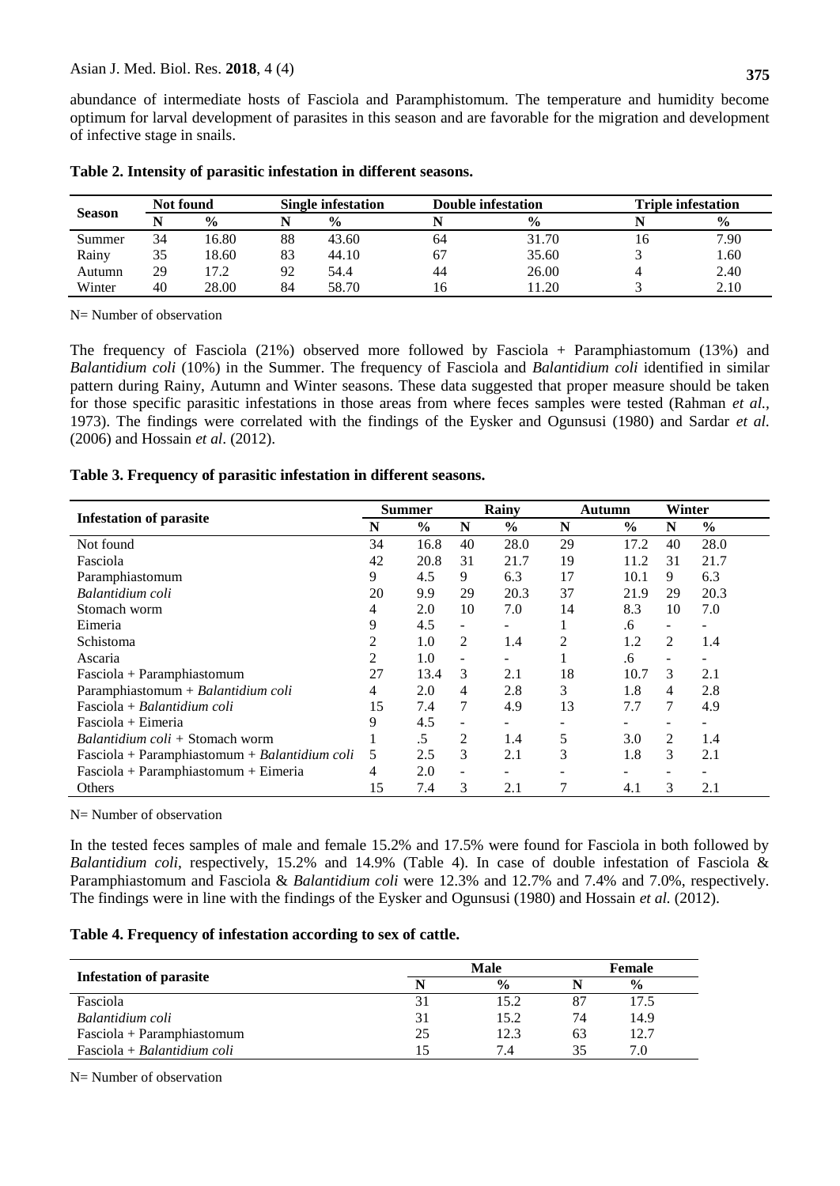abundance of intermediate hosts of Fasciola and Paramphistomum. The temperature and humidity become optimum for larval development of parasites in this season and are favorable for the migration and development of infective stage in snails.

**Table 2. Intensity of parasitic infestation in different seasons.**

| Season | Not found | | Single infestation | | Double infestation | | Triple infestation | |
|---|---|---|---|---|---|---|---|---|
| | N | % | N | % | N | % | N | % |
| Summer | 34 | 16.80 | 88 | 43.60 | 64 | 31.70 | 16 | 7.90 |
| Rainy | 35 | 18.60 | 83 | 44.10 | 67 | 35.60 | 3 | 1.60 |
| Autumn | 29 | 17.2 | 92 | 54.4 | 44 | 26.00 | 4 | 2.40 |
| Winter | 40 | 28.00 | 84 | 58.70 | 16 | 11.20 | 3 | 2.10 |

N= Number of observation

The frequency of Fasciola (21%) observed more followed by Fasciola + Paramphiastomum (13%) and *Balantidium coli* (10%) in the Summer. The frequency of Fasciola and *Balantidium coli* identified in similar pattern during Rainy, Autumn and Winter seasons. These data suggested that proper measure should be taken for those specific parasitic infestations in those areas from where feces samples were tested (Rahman *et al.*, 1973). The findings were correlated with the findings of the Eysker and Ogunsusi (1980) and Sardar *et al.* (2006) and Hossain *et al*. (2012).

**Table 3. Frequency of parasitic infestation in different seasons.**

| Infestation of parasite | Summer | | Rainy | | Autumn | | Winter | |
|---|---|---|---|---|---|---|---|---|
| | N | % | N | % | N | % | N | % |
| Not found | 34 | 16.8 | 40 | 28.0 | 29 | 17.2 | 40 | 28.0 |
| Fasciola | 42 | 20.8 | 31 | 21.7 | 19 | 11.2 | 31 | 21.7 |
| Paramphiastomum | 9 | 4.5 | 9 | 6.3 | 17 | 10.1 | 9 | 6.3 |
| *Balantidium coli* | 20 | 9.9 | 29 | 20.3 | 37 | 21.9 | 29 | 20.3 |
| Stomach worm | 4 | 2.0 | 10 | 7.0 | 14 | 8.3 | 10 | 7.0 |
| Eimeria | 9 | 4.5 | - | - | 1 | .6 | - | - |
| Schistoma | 2 | 1.0 | 2 | 1.4 | 2 | 1.2 | 2 | 1.4 |
| Ascaria | 2 | 1.0 | - | - | 1 | .6 | - | - |
| Fasciola + Paramphiastomum | 27 | 13.4 | 3 | 2.1 | 18 | 10.7 | 3 | 2.1 |
| Paramphiastomum + *Balantidium coli* | 4 | 2.0 | 4 | 2.8 | 3 | 1.8 | 4 | 2.8 |
| Fasciola + *Balantidium coli* | 15 | 7.4 | 7 | 4.9 | 13 | 7.7 | 7 | 4.9 |
| Fasciola + Eimeria | 9 | 4.5 | - | - | - | - | - | - |
| *Balantidium coli* + Stomach worm | 1 | .5 | 2 | 1.4 | 5 | 3.0 | 2 | 1.4 |
| Fasciola + Paramphiastomum + *Balantidium coli* | 5 | 2.5 | 3 | 2.1 | 3 | 1.8 | 3 | 2.1 |
| Fasciola + Paramphiastomum + Eimeria | 4 | 2.0 | - | - | - | - | - | - |
| Others | 15 | 7.4 | 3 | 2.1 | 7 | 4.1 | 3 | 2.1 |

N= Number of observation

In the tested feces samples of male and female 15.2% and 17.5% were found for Fasciola in both followed by *Balantidium coli*, respectively, 15.2% and 14.9% (Table 4). In case of double infestation of Fasciola & Paramphiastomum and Fasciola & *Balantidium coli* were 12.3% and 12.7% and 7.4% and 7.0%, respectively. The findings were in line with the findings of the Eysker and Ogunsusi (1980) and Hossain *et al.* (2012).

**Table 4. Frequency of infestation according to sex of cattle.**

| Infestation of parasite | Male | | Female | |
|---|---|---|---|---|
| | N | % | N | % |
| Fasciola | 31 | 15.2 | 87 | 17.5 |
| *Balantidium coli* | 31 | 15.2 | 74 | 14.9 |
| Fasciola + Paramphiastomum | 25 | 12.3 | 63 | 12.7 |
| Fasciola + *Balantidium coli* | 15 | 7.4 | 35 | 7.0 |

N= Number of observation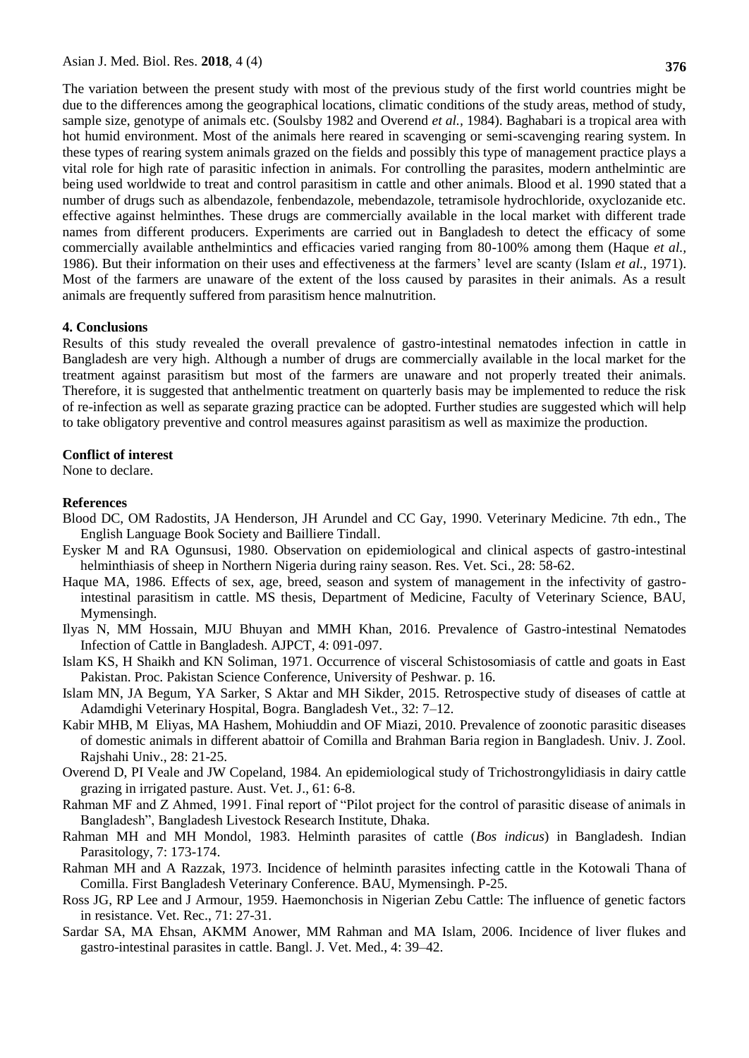The variation between the present study with most of the previous study of the first world countries might be due to the differences among the geographical locations, climatic conditions of the study areas, method of study, sample size, genotype of animals etc. (Soulsby 1982 and Overend *et al.*, 1984). Baghabari is a tropical area with hot humid environment. Most of the animals here reared in scavenging or semi-scavenging rearing system. In these types of rearing system animals grazed on the fields and possibly this type of management practice plays a vital role for high rate of parasitic infection in animals. For controlling the parasites, modern anthelmintic are being used worldwide to treat and control parasitism in cattle and other animals. Blood et al. 1990 stated that a number of drugs such as albendazole, fenbendazole, mebendazole, tetramisole hydrochloride, oxyclozanide etc. effective against helminthes. These drugs are commercially available in the local market with different trade names from different producers. Experiments are carried out in Bangladesh to detect the efficacy of some commercially available anthelmintics and efficacies varied ranging from 80-100% among them (Haque *et al.*, 1986). But their information on their uses and effectiveness at the farmers' level are scanty (Islam *et al.*, 1971). Most of the farmers are unaware of the extent of the loss caused by parasites in their animals. As a result animals are frequently suffered from parasitism hence malnutrition.

## 4. Conclusions

Results of this study revealed the overall prevalence of gastro-intestinal nematodes infection in cattle in Bangladesh are very high. Although a number of drugs are commercially available in the local market for the treatment against parasitism but most of the farmers are unaware and not properly treated their animals. Therefore, it is suggested that anthelmentic treatment on quarterly basis may be implemented to reduce the risk of re-infection as well as separate grazing practice can be adopted. Further studies are suggested which will help to take obligatory preventive and control measures against parasitism as well as maximize the production.

## Conflict of interest

None to declare.

## References

Blood DC, OM Radostits, JA Henderson, JH Arundel and CC Gay, 1990. Veterinary Medicine. 7th edn., The English Language Book Society and Bailliere Tindall.

Eysker M and RA Ogunsusi, 1980. Observation on epidemiological and clinical aspects of gastro-intestinal helminthiasis of sheep in Northern Nigeria during rainy season. Res. Vet. Sci., 28: 58-62.

Haque MA, 1986. Effects of sex, age, breed, season and system of management in the infectivity of gastro-intestinal parasitism in cattle. MS thesis, Department of Medicine, Faculty of Veterinary Science, BAU, Mymensingh.

Ilyas N, MM Hossain, MJU Bhuyan and MMH Khan, 2016. Prevalence of Gastro-intestinal Nematodes Infection of Cattle in Bangladesh. AJPCT, 4: 091-097.

Islam KS, H Shaikh and KN Soliman, 1971. Occurrence of visceral Schistosomiasis of cattle and goats in East Pakistan. Proc. Pakistan Science Conference, University of Peshwar. p. 16.

Islam MN, JA Begum, YA Sarker, S Aktar and MH Sikder, 2015. Retrospective study of diseases of cattle at Adamdighi Veterinary Hospital, Bogra. Bangladesh Vet., 32: 7–12.

Kabir MHB, M Eliyas, MA Hashem, Mohiuddin and OF Miazi, 2010. Prevalence of zoonotic parasitic diseases of domestic animals in different abattoir of Comilla and Brahman Baria region in Bangladesh. Univ. J. Zool. Rajshahi Univ., 28: 21-25.

Overend D, PI Veale and JW Copeland, 1984. An epidemiological study of Trichostrongylidiasis in dairy cattle grazing in irrigated pasture. Aust. Vet. J., 61: 6-8.

Rahman MF and Z Ahmed, 1991. Final report of "Pilot project for the control of parasitic disease of animals in Bangladesh", Bangladesh Livestock Research Institute, Dhaka.

Rahman MH and MH Mondol, 1983. Helminth parasites of cattle (*Bos indicus*) in Bangladesh. Indian Parasitology, 7: 173-174.

Rahman MH and A Razzak, 1973. Incidence of helminth parasites infecting cattle in the Kotowali Thana of Comilla. First Bangladesh Veterinary Conference. BAU, Mymensingh. P-25.

Ross JG, RP Lee and J Armour, 1959. Haemonchosis in Nigerian Zebu Cattle: The influence of genetic factors in resistance. Vet. Rec., 71: 27-31.

Sardar SA, MA Ehsan, AKMM Anower, MM Rahman and MA Islam, 2006. Incidence of liver flukes and gastro-intestinal parasites in cattle. Bangl. J. Vet. Med., 4: 39–42.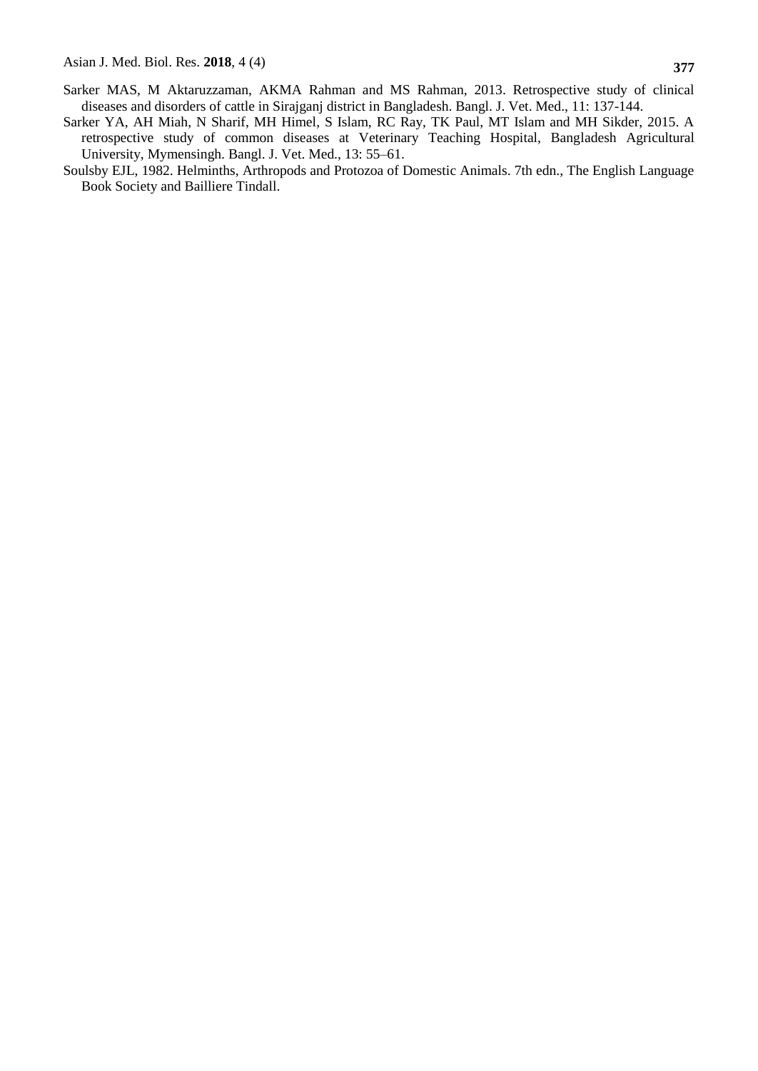Sarker MAS, M Aktaruzzaman, AKMA Rahman and MS Rahman, 2013. Retrospective study of clinical diseases and disorders of cattle in Sirajganj district in Bangladesh. Bangl. J. Vet. Med., 11: 137-144.

Sarker YA, AH Miah, N Sharif, MH Himel, S Islam, RC Ray, TK Paul, MT Islam and MH Sikder, 2015. A retrospective study of common diseases at Veterinary Teaching Hospital, Bangladesh Agricultural University, Mymensingh. Bangl. J. Vet. Med., 13: 55–61.

Soulsby EJL, 1982. Helminths, Arthropods and Protozoa of Domestic Animals. 7th edn., The English Language Book Society and Bailliere Tindall.